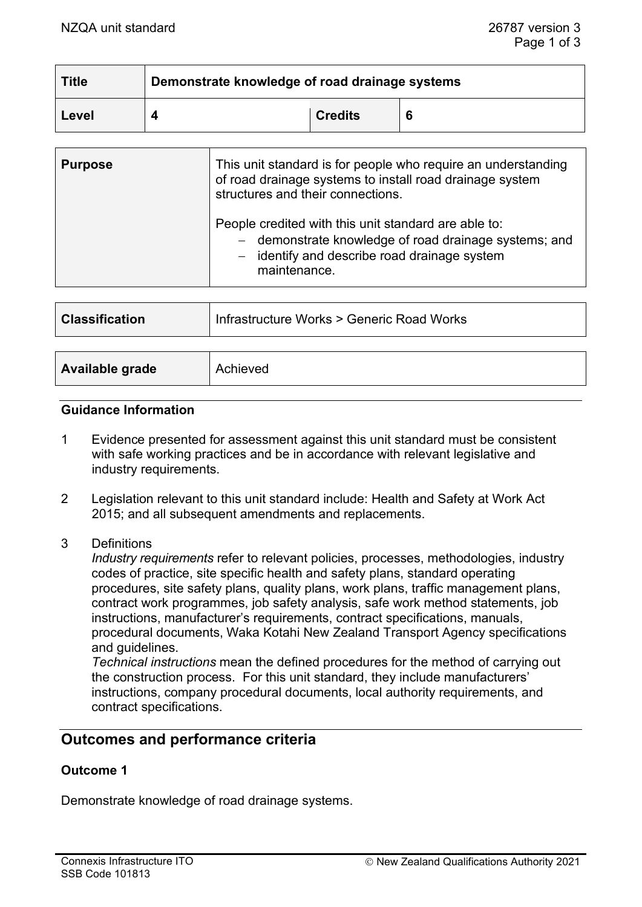| Title | Demonstrate knowledge of road drainage systems | | |
|---|---|---|---|
| Level | 4 | Credits | 6 |

| Purpose | This unit standard is for people who require an understanding of road drainage systems to install road drainage system structures and their connections.<br><br>People credited with this unit standard are able to:<br>– demonstrate knowledge of road drainage systems; and<br>– identify and describe road drainage system maintenance. |
|---|---|

| Classification | Infrastructure Works > Generic Road Works |
|---|---|

| Available grade | Achieved |
|---|---|

## Guidance Information

1 Evidence presented for assessment against this unit standard must be consistent with safe working practices and be in accordance with relevant legislative and industry requirements.

2 Legislation relevant to this unit standard include: Health and Safety at Work Act 2015; and all subsequent amendments and replacements.

3 Definitions
*Industry requirements* refer to relevant policies, processes, methodologies, industry codes of practice, site specific health and safety plans, standard operating procedures, site safety plans, quality plans, work plans, traffic management plans, contract work programmes, job safety analysis, safe work method statements, job instructions, manufacturer's requirements, contract specifications, manuals, procedural documents, Waka Kotahi New Zealand Transport Agency specifications and guidelines.
*Technical instructions* mean the defined procedures for the method of carrying out the construction process. For this unit standard, they include manufacturers' instructions, company procedural documents, local authority requirements, and contract specifications.

## Outcomes and performance criteria

### Outcome 1

Demonstrate knowledge of road drainage systems.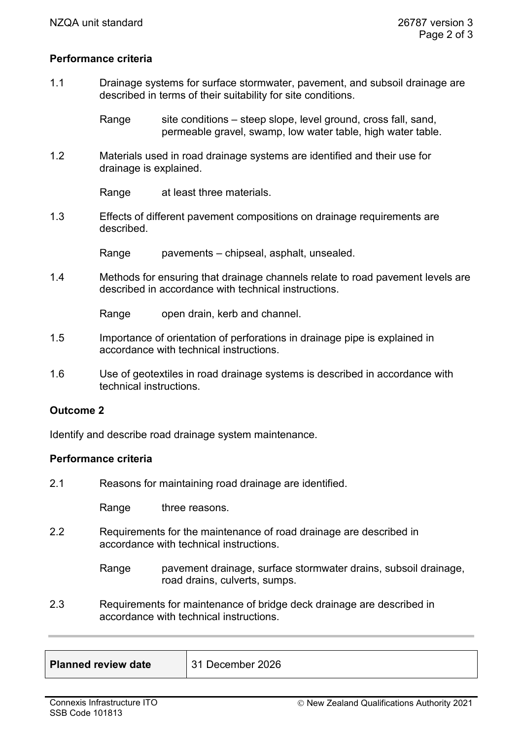**Performance criteria**

1.1 Drainage systems for surface stormwater, pavement, and subsoil drainage are described in terms of their suitability for site conditions.

Range site conditions – steep slope, level ground, cross fall, sand, permeable gravel, swamp, low water table, high water table.

1.2 Materials used in road drainage systems are identified and their use for drainage is explained.

Range at least three materials.

1.3 Effects of different pavement compositions on drainage requirements are described.

Range pavements – chipseal, asphalt, unsealed.

1.4 Methods for ensuring that drainage channels relate to road pavement levels are described in accordance with technical instructions.

Range open drain, kerb and channel.

1.5 Importance of orientation of perforations in drainage pipe is explained in accordance with technical instructions.

1.6 Use of geotextiles in road drainage systems is described in accordance with technical instructions.

**Outcome 2**

Identify and describe road drainage system maintenance.

**Performance criteria**

2.1 Reasons for maintaining road drainage are identified.

Range three reasons.

2.2 Requirements for the maintenance of road drainage are described in accordance with technical instructions.

Range pavement drainage, surface stormwater drains, subsoil drainage, road drains, culverts, sumps.

2.3 Requirements for maintenance of bridge deck drainage are described in accordance with technical instructions.

| **Planned review date** | 31 December 2026 |
|---|---|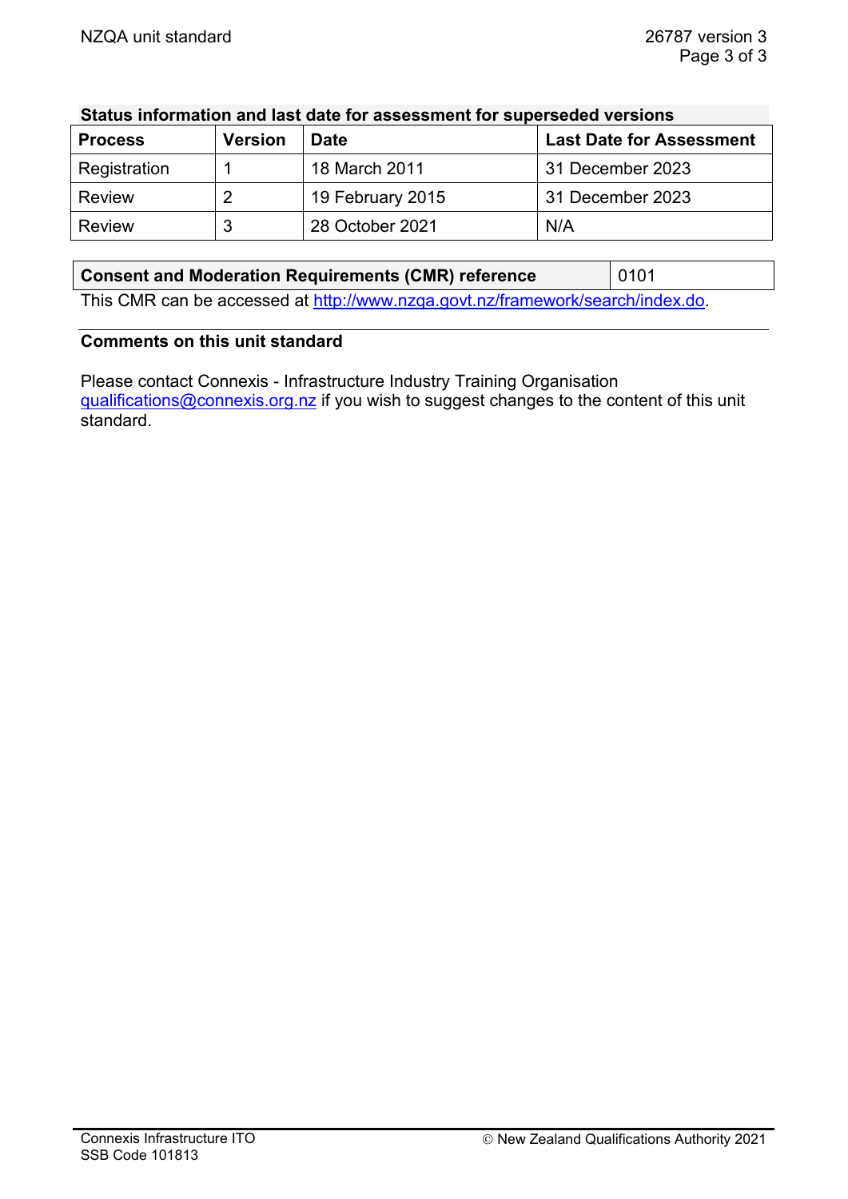**Status information and last date for assessment for superseded versions**

| Process | Version | Date | Last Date for Assessment |
|---|---|---|---|
| Registration | 1 | 18 March 2011 | 31 December 2023 |
| Review | 2 | 19 February 2015 | 31 December 2023 |
| Review | 3 | 28 October 2021 | N/A |

| Consent and Moderation Requirements (CMR) reference | 0101 |
|---|---|

This CMR can be accessed at http://www.nzqa.govt.nz/framework/search/index.do.

**Comments on this unit standard**

Please contact Connexis - Infrastructure Industry Training Organisation qualifications@connexis.org.nz if you wish to suggest changes to the content of this unit standard.